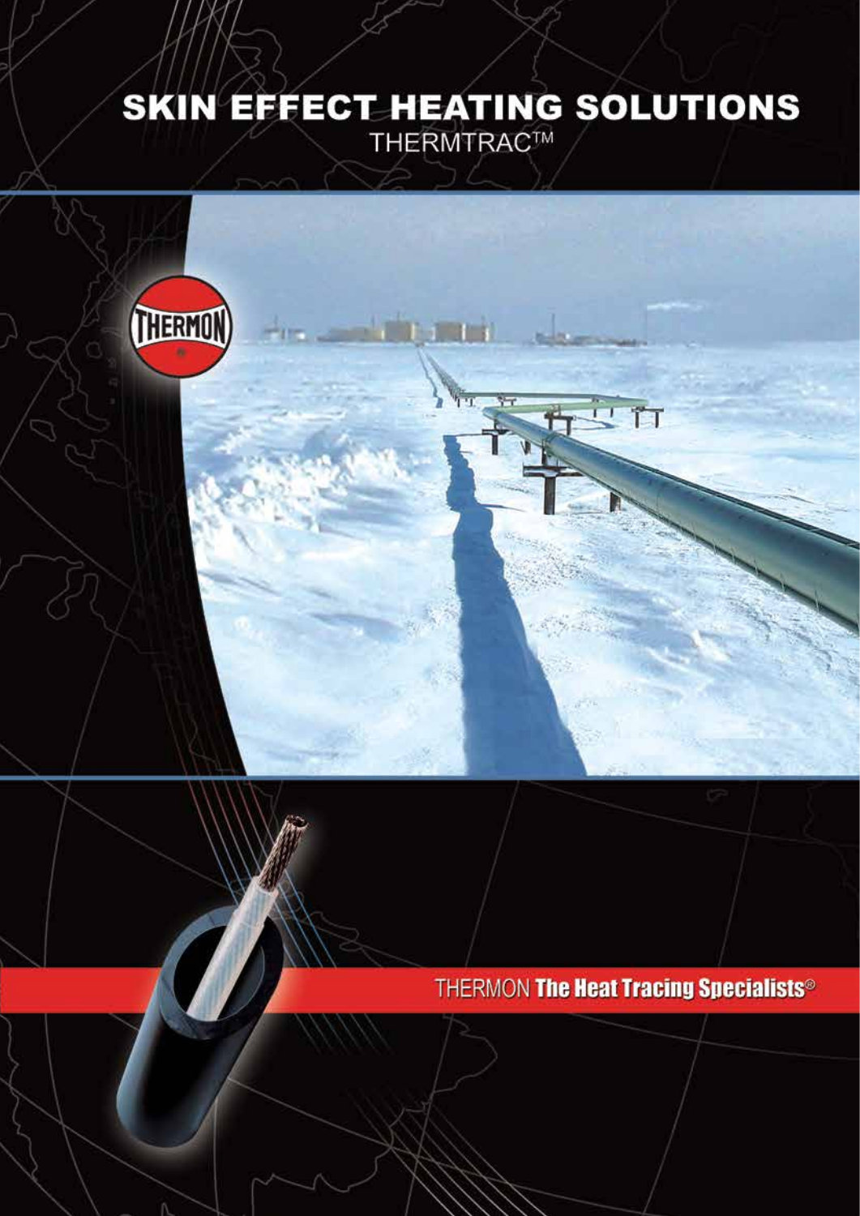# SKIN EFFECT HEATING SOLUTIONS

THERMTRAC™

THERMON **The Heat Tracing Specialists®**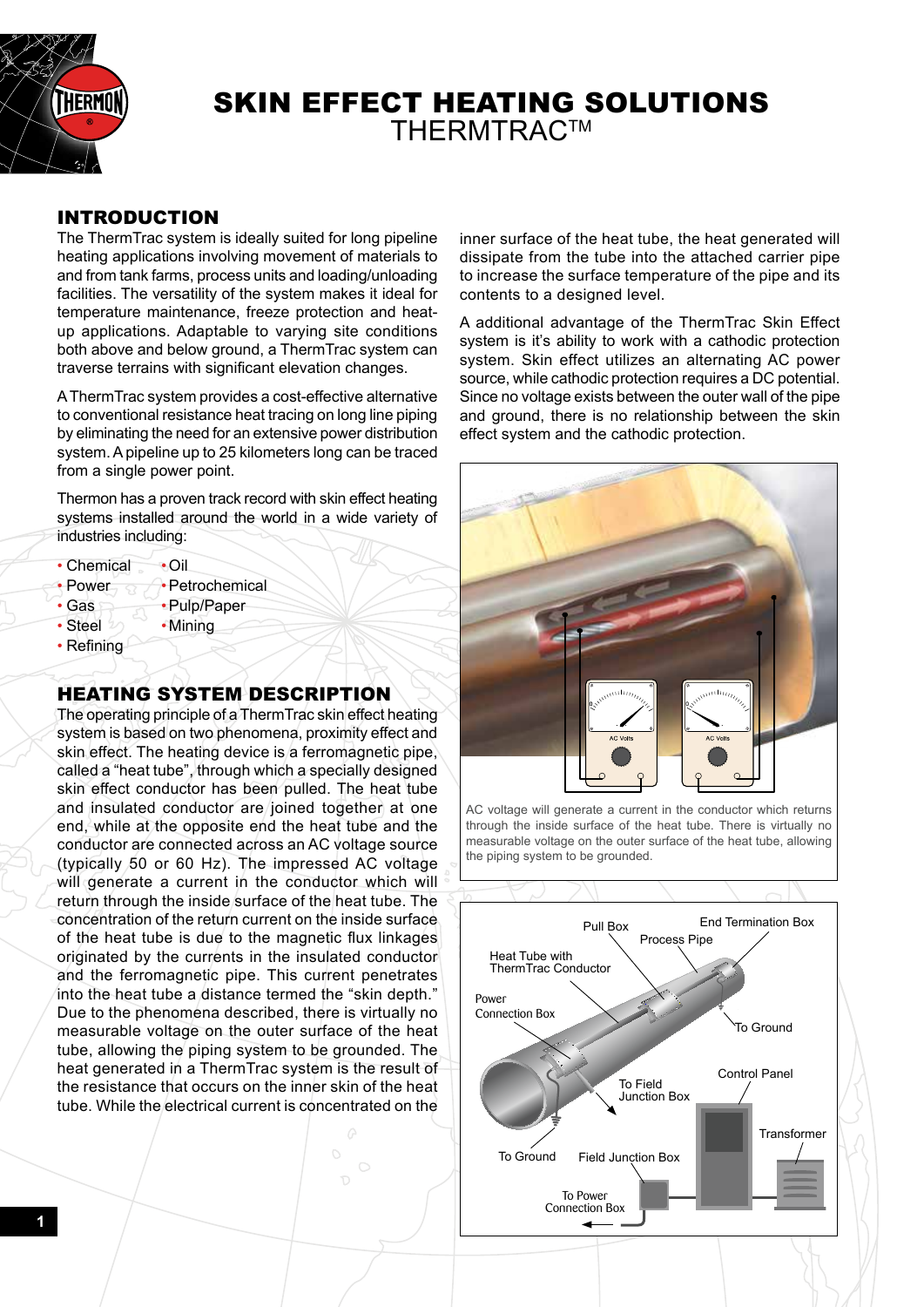# SKIN EFFECT HEATING SOLUTIONS

THERMTRAC™

## INTRODUCTION

The ThermTrac system is ideally suited for long pipeline heating applications involving movement of materials to and from tank farms, process units and loading/unloading facilities. The versatility of the system makes it ideal for temperature maintenance, freeze protection and heat-up applications. Adaptable to varying site conditions both above and below ground, a ThermTrac system can traverse terrains with significant elevation changes.

A ThermTrac system provides a cost-effective alternative to conventional resistance heat tracing on long line piping by eliminating the need for an extensive power distribution system. A pipeline up to 25 kilometers long can be traced from a single power point.

Thermon has a proven track record with skin effect heating systems installed around the world in a wide variety of industries including:

- Chemical
- Power
- Gas
- Steel
- Refining
- Oil
- Petrochemical
- Pulp/Paper
- Mining

## HEATING SYSTEM DESCRIPTION

The operating principle of a ThermTrac skin effect heating system is based on two phenomena, proximity effect and skin effect. The heating device is a ferromagnetic pipe, called a "heat tube", through which a specially designed skin effect conductor has been pulled. The heat tube and insulated conductor are joined together at one end, while at the opposite end the heat tube and the conductor are connected across an AC voltage source (typically 50 or 60 Hz). The impressed AC voltage will generate a current in the conductor which will return through the inside surface of the heat tube. The concentration of the return current on the inside surface of the heat tube is due to the magnetic flux linkages originated by the currents in the insulated conductor and the ferromagnetic pipe. This current penetrates into the heat tube a distance termed the "skin depth." Due to the phenomena described, there is virtually no measurable voltage on the outer surface of the heat tube, allowing the piping system to be grounded. The heat generated in a ThermTrac system is the result of the resistance that occurs on the inner skin of the heat tube. While the electrical current is concentrated on the inner surface of the heat tube, the heat generated will dissipate from the tube into the attached carrier pipe to increase the surface temperature of the pipe and its contents to a designed level.

A additional advantage of the ThermTrac Skin Effect system is it's ability to work with a cathodic protection system. Skin effect utilizes an alternating AC power source, while cathodic protection requires a DC potential. Since no voltage exists between the outer wall of the pipe and ground, there is no relationship between the skin effect system and the cathodic protection.

AC voltage will generate a current in the conductor which returns through the inside surface of the heat tube. There is virtually no measurable voltage on the outer surface of the heat tube, allowing the piping system to be grounded.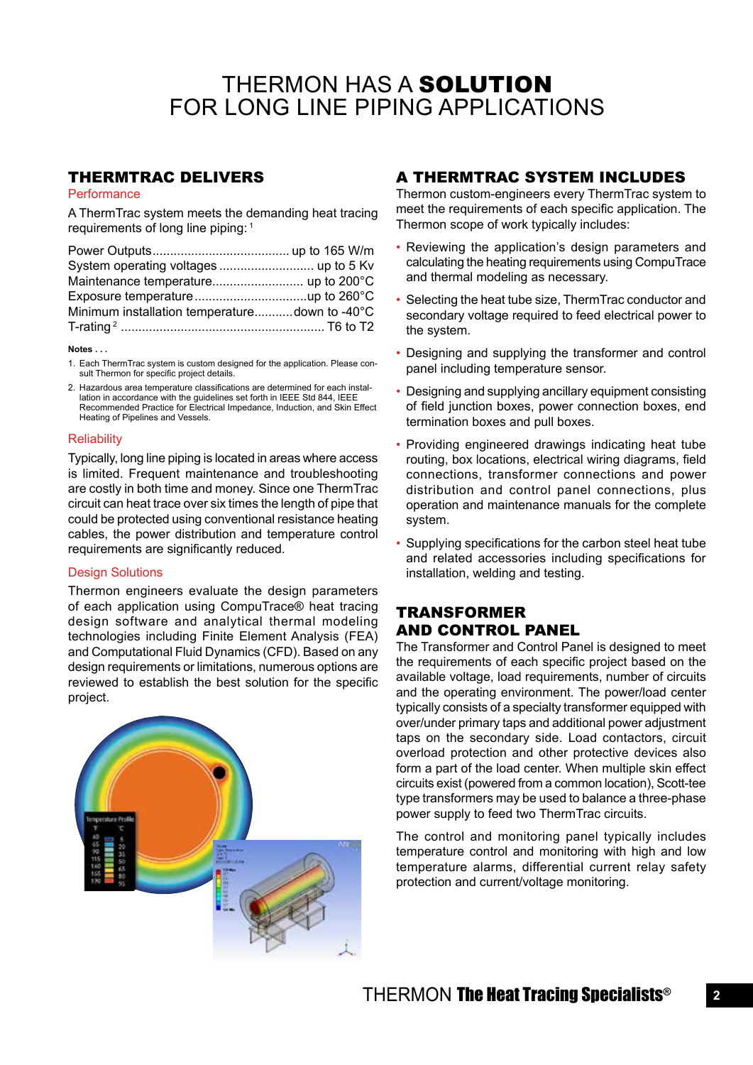# THERMON HAS A **SOLUTION** FOR LONG LINE PIPING APPLICATIONS

## THERMTRAC DELIVERS

### Performance

A ThermTrac system meets the demanding heat tracing requirements of long line piping: [1]

Power Outputs....................................... up to 165 W/m
System operating voltages ........................... up to 5 Kv
Maintenance temperature.......................... up to 200°C
Exposure temperature ................................up to 260°C
Minimum installation temperature...........down to -40°C
T-rating [2] ......................................................... T6 to T2

**Notes . . .**

1. Each ThermTrac system is custom designed for the application. Please consult Thermon for specific project details.
2. Hazardous area temperature classifications are determined for each installation in accordance with the guidelines set forth in IEEE Std 844, IEEE Recommended Practice for Electrical Impedance, Induction, and Skin Effect Heating of Pipelines and Vessels.

### Reliability

Typically, long line piping is located in areas where access is limited. Frequent maintenance and troubleshooting are costly in both time and money. Since one ThermTrac circuit can heat trace over six times the length of pipe that could be protected using conventional resistance heating cables, the power distribution and temperature control requirements are significantly reduced.

### Design Solutions

Thermon engineers evaluate the design parameters of each application using CompuTrace® heat tracing design software and analytical thermal modeling technologies including Finite Element Analysis (FEA) and Computational Fluid Dynamics (CFD). Based on any design requirements or limitations, numerous options are reviewed to establish the best solution for the specific project.

## A THERMTRAC SYSTEM INCLUDES

Thermon custom-engineers every ThermTrac system to meet the requirements of each specific application. The Thermon scope of work typically includes:

- Reviewing the application's design parameters and calculating the heating requirements using CompuTrace and thermal modeling as necessary.
- Selecting the heat tube size, ThermTrac conductor and secondary voltage required to feed electrical power to the system.
- Designing and supplying the transformer and control panel including temperature sensor.
- Designing and supplying ancillary equipment consisting of field junction boxes, power connection boxes, end termination boxes and pull boxes.
- Providing engineered drawings indicating heat tube routing, box locations, electrical wiring diagrams, field connections, transformer connections and power distribution and control panel connections, plus operation and maintenance manuals for the complete system.
- Supplying specifications for the carbon steel heat tube and related accessories including specifications for installation, welding and testing.

## TRANSFORMER AND CONTROL PANEL

The Transformer and Control Panel is designed to meet the requirements of each specific project based on the available voltage, load requirements, number of circuits and the operating environment. The power/load center typically consists of a specialty transformer equipped with over/under primary taps and additional power adjustment taps on the secondary side. Load contactors, circuit overload protection and other protective devices also form a part of the load center. When multiple skin effect circuits exist (powered from a common location), Scott-tee type transformers may be used to balance a three-phase power supply to feed two ThermTrac circuits.

The control and monitoring panel typically includes temperature control and monitoring with high and low temperature alarms, differential current relay safety protection and current/voltage monitoring.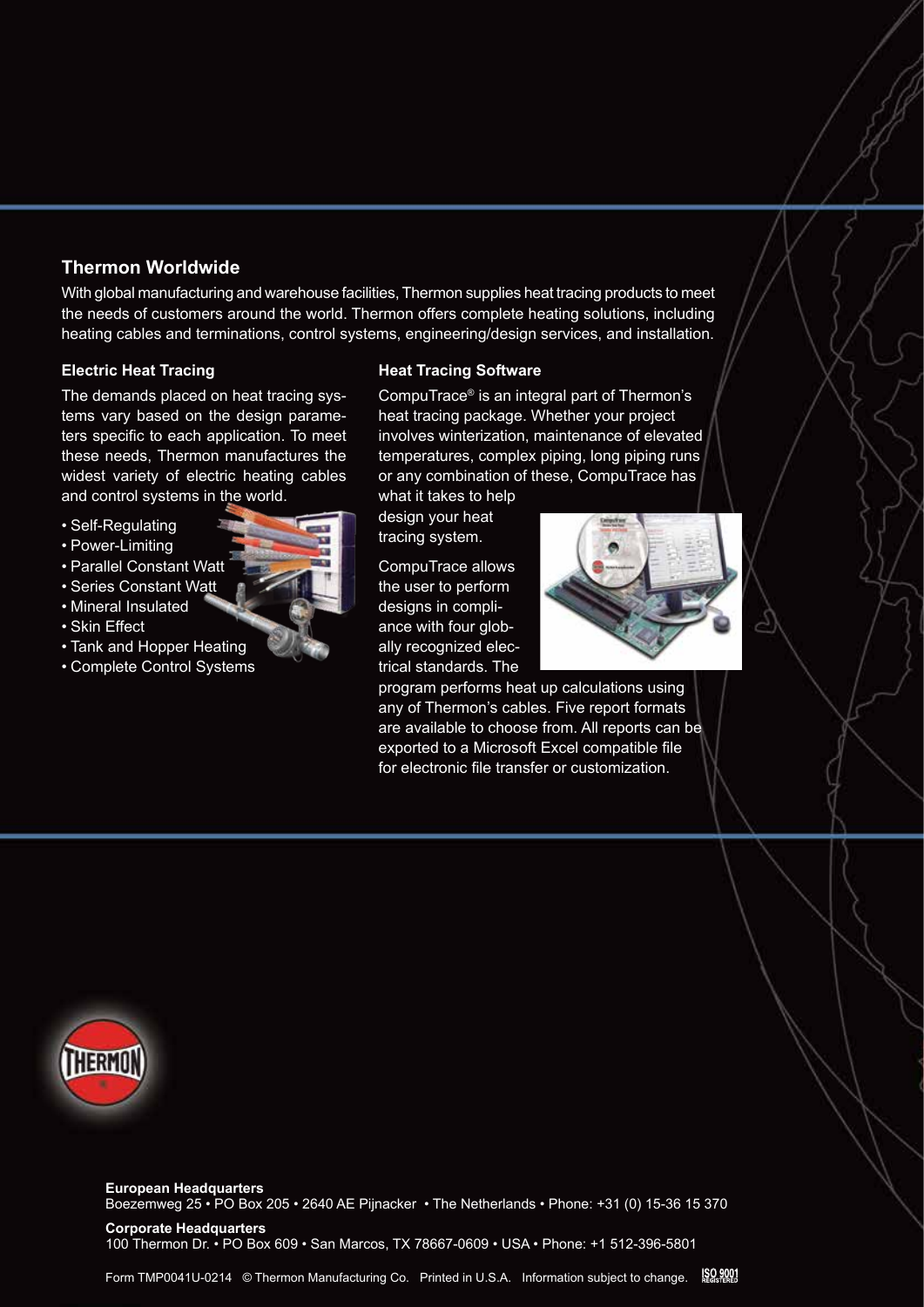## Thermon Worldwide

With global manufacturing and warehouse facilities, Thermon supplies heat tracing products to meet the needs of customers around the world. Thermon offers complete heating solutions, including heating cables and terminations, control systems, engineering/design services, and installation.

### Electric Heat Tracing

The demands placed on heat tracing systems vary based on the design parameters specific to each application. To meet these needs, Thermon manufactures the widest variety of electric heating cables and control systems in the world.

- Self-Regulating
- Power-Limiting
- Parallel Constant Watt
- Series Constant Watt
- Mineral Insulated
- Skin Effect
- Tank and Hopper Heating
- Complete Control Systems

### Heat Tracing Software

CompuTrace® is an integral part of Thermon's heat tracing package. Whether your project involves winterization, maintenance of elevated temperatures, complex piping, long piping runs or any combination of these, CompuTrace has what it takes to help design your heat tracing system.

CompuTrace allows the user to perform designs in compliance with four globally recognized electrical standards. The program performs heat up calculations using any of Thermon's cables. Five report formats are available to choose from. All reports can be exported to a Microsoft Excel compatible file for electronic file transfer or customization.

**European Headquarters**
Boezemweg 25 • PO Box 205 • 2640 AE Pijnacker • The Netherlands • Phone: +31 (0) 15-36 15 370

**Corporate Headquarters**
100 Thermon Dr. • PO Box 609 • San Marcos, TX 78667-0609 • USA • Phone: +1 512-396-5801

Form TMP0041U-0214 © Thermon Manufacturing Co. Printed in U.S.A. Information subject to change. ISO 9001 REGISTERED